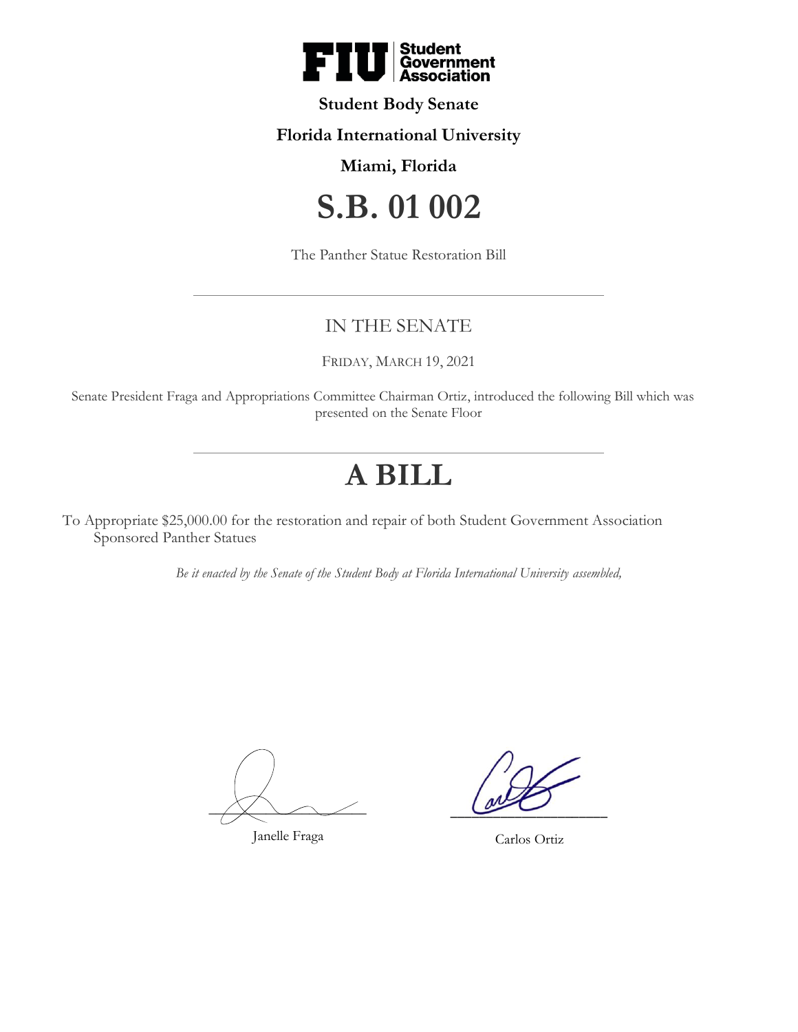**Student Body Senate**

**Florida International University**

**Miami, Florida**

# S.B. 01 002

The Panther Statue Restoration Bill

---

## IN THE SENATE

FRIDAY, MARCH 19, 2021

Senate President Fraga and Appropriations Committee Chairman Ortiz, introduced the following Bill which was presented on the Senate Floor

---

# A BILL

To Appropriate $25,000.00 for the restoration and repair of both Student Government Association Sponsored Panther Statues

*Be it enacted by the Senate of the Student Body at Florida International University assembled,*

Janelle Fraga

Carlos Ortiz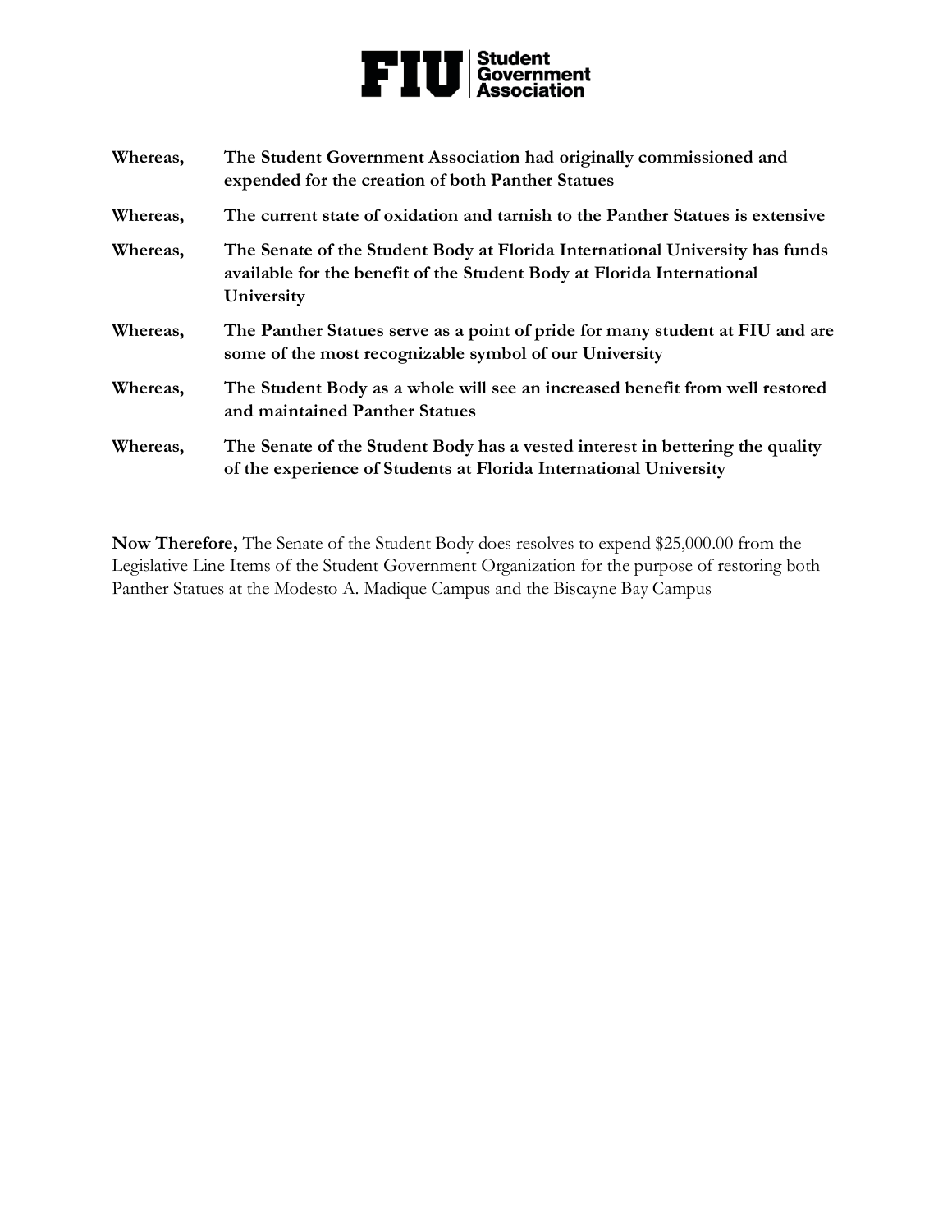**Whereas,** **The Student Government Association had originally commissioned and expended for the creation of both Panther Statues**

**Whereas,** **The current state of oxidation and tarnish to the Panther Statues is extensive**

**Whereas,** **The Senate of the Student Body at Florida International University has funds available for the benefit of the Student Body at Florida International University**

**Whereas,** **The Panther Statues serve as a point of pride for many student at FIU and are some of the most recognizable symbol of our University**

**Whereas,** **The Student Body as a whole will see an increased benefit from well restored and maintained Panther Statues**

**Whereas,** **The Senate of the Student Body has a vested interest in bettering the quality of the experience of Students at Florida International University**

**Now Therefore,** The Senate of the Student Body does resolves to expend $25,000.00 from the Legislative Line Items of the Student Government Organization for the purpose of restoring both Panther Statues at the Modesto A. Madique Campus and the Biscayne Bay Campus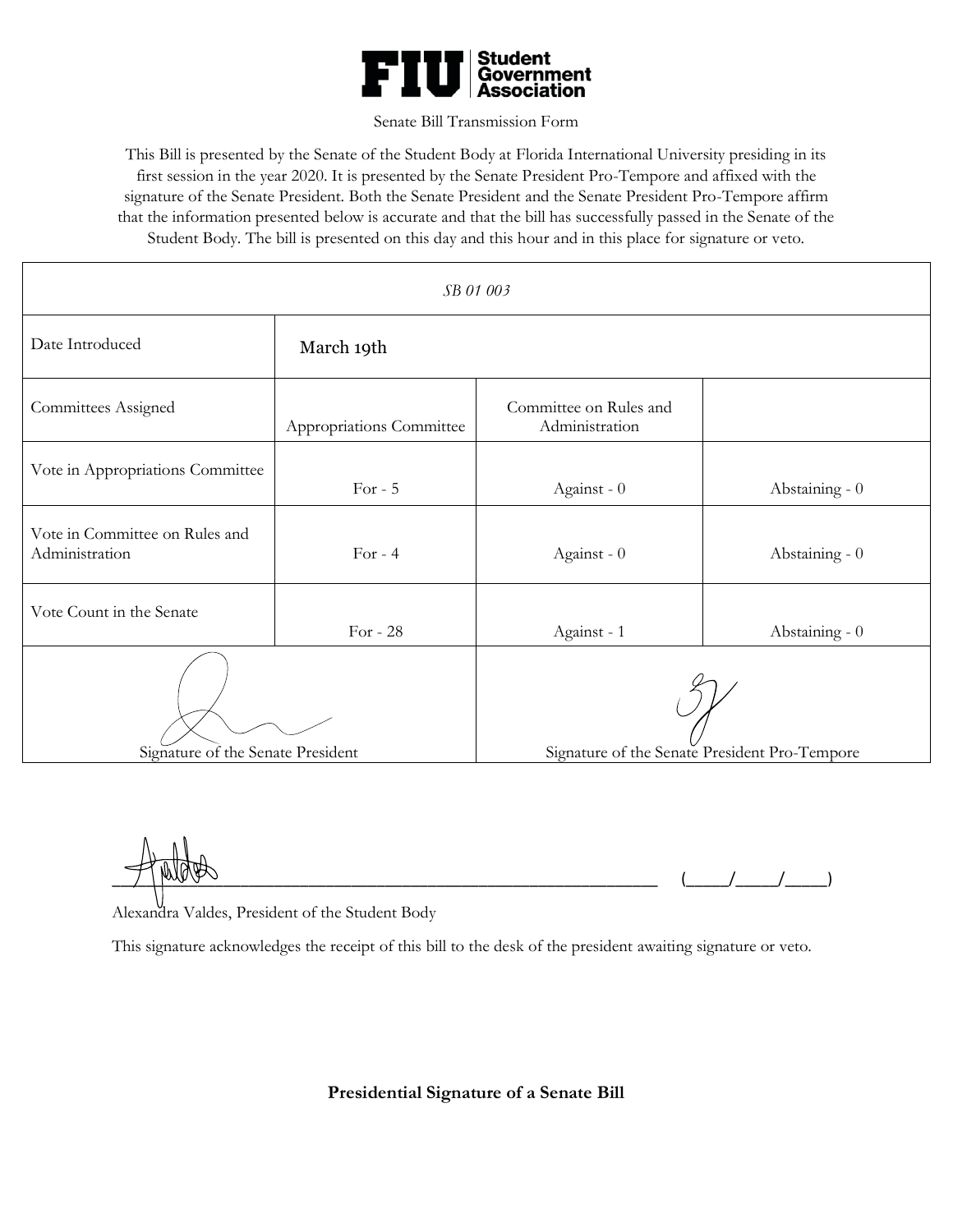**FIU | Student Government Association**

Senate Bill Transmission Form

This Bill is presented by the Senate of the Student Body at Florida International University presiding in its first session in the year 2020. It is presented by the Senate President Pro-Tempore and affixed with the signature of the Senate President. Both the Senate President and the Senate President Pro-Tempore affirm that the information presented below is accurate and that the bill has successfully passed in the Senate of the Student Body. The bill is presented on this day and this hour and in this place for signature or veto.

| *SB 01 003* | | | |
|---|---|---|---|
| Date Introduced | March 19th | | |
| Committees Assigned | Appropriations Committee | Committee on Rules and Administration | |
| Vote in Appropriations Committee | For - 5 | Against - 0 | Abstaining - 0 |
| Vote in Committee on Rules and Administration | For - 4 | Against - 0 | Abstaining - 0 |
| Vote Count in the Senate | For - 28 | Against - 1 | Abstaining - 0 |
| Signature of the Senate President | | Signature of the Senate President Pro-Tempore | |

______________________________________________________ (_____/_____/_____)

Alexandra Valdes, President of the Student Body

This signature acknowledges the receipt of this bill to the desk of the president awaiting signature or veto.

**Presidential Signature of a Senate Bill**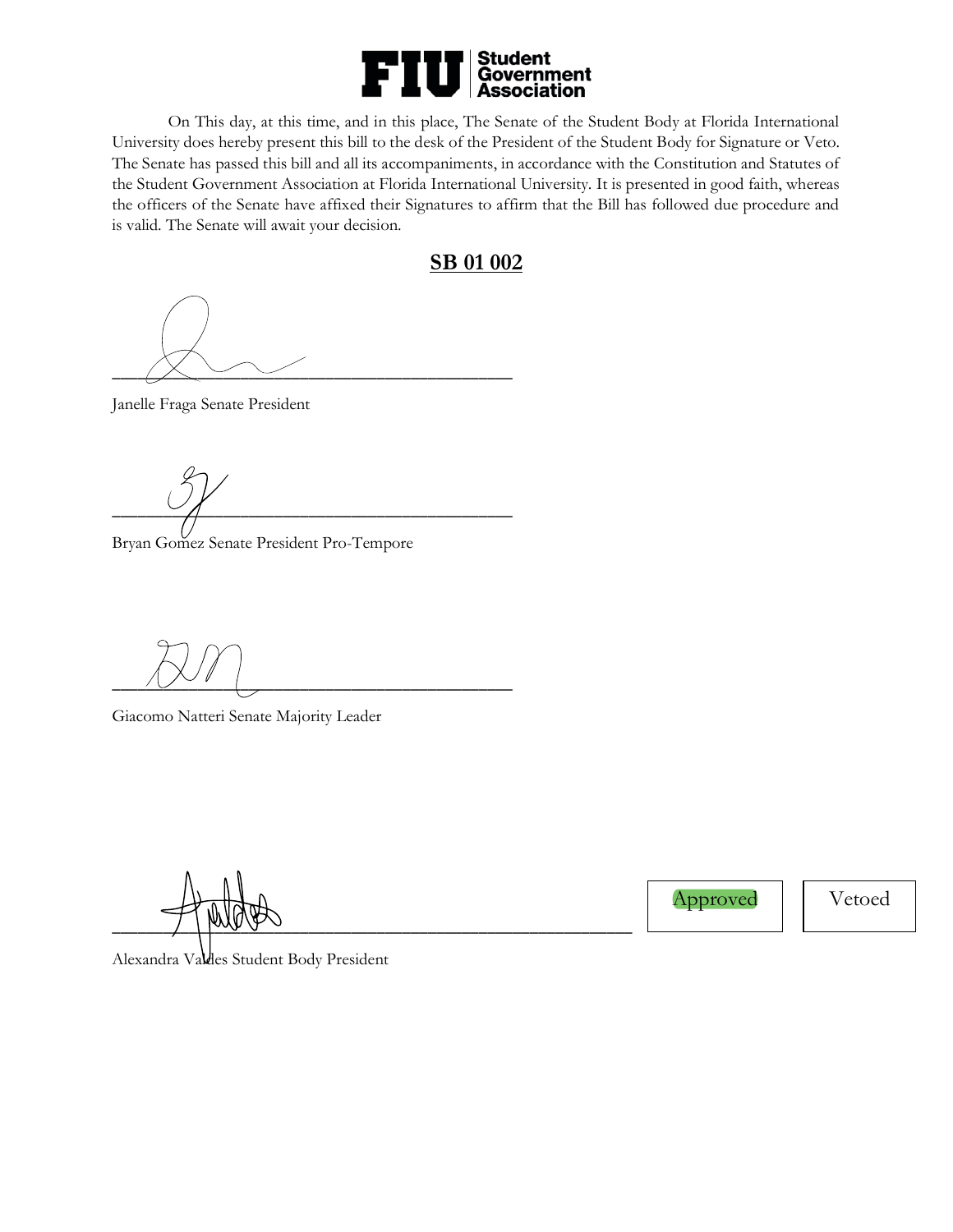**FIU | Student Government Association**

On This day, at this time, and in this place, The Senate of the Student Body at Florida International University does hereby present this bill to the desk of the President of the Student Body for Signature or Veto. The Senate has passed this bill and all its accompaniments, in accordance with the Constitution and Statutes of the Student Government Association at Florida International University. It is presented in good faith, whereas the officers of the Senate have affixed their Signatures to affirm that the Bill has followed due procedure and is valid. The Senate will await your decision.

## SB 01 002

\_\_\_\_\_\_\_\_\_\_\_\_\_\_\_\_\_\_\_\_\_\_\_\_\_\_\_\_\_\_\_\_\_\_\_\_\_\_\_\_

Janelle Fraga Senate President

\_\_\_\_\_\_\_\_\_\_\_\_\_\_\_\_\_\_\_\_\_\_\_\_\_\_\_\_\_\_\_\_\_\_\_\_\_\_\_\_

Bryan Gomez Senate President Pro-Tempore

\_\_\_\_\_\_\_\_\_\_\_\_\_\_\_\_\_\_\_\_\_\_\_\_\_\_\_\_\_\_\_\_\_\_\_\_\_\_\_\_

Giacomo Natteri Senate Majority Leader

\_\_\_\_\_\_\_\_\_\_\_\_\_\_\_\_\_\_\_\_\_\_\_\_\_\_\_\_\_\_\_\_\_\_\_\_\_\_\_\_\_\_\_\_\_\_\_\_\_\_

Alexandra Valdes Student Body President

Approved ☑ | Vetoed ☐